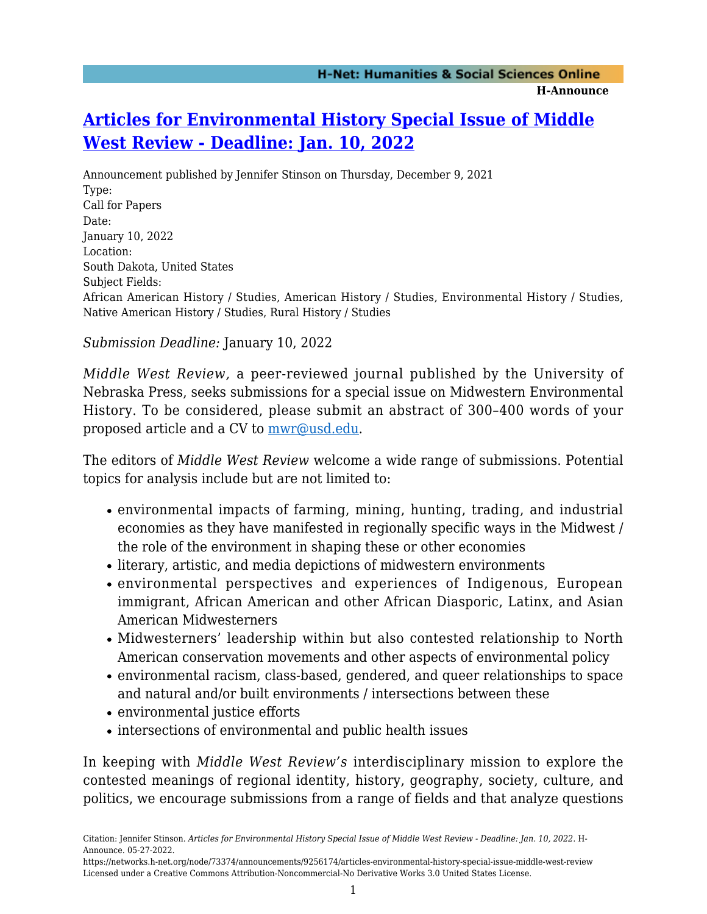# [Articles for Environmental History Special Issue of Middle West Review - Deadline: Jan. 10, 2022](https://networks.h-net.org/node/73374/announcements/9256174/articles-environmental-history-special-issue-middle-west-review)

Announcement published by Jennifer Stinson on Thursday, December 9, 2021

Type:
Call for Papers

Date:
January 10, 2022

Location:
South Dakota, United States

Subject Fields:
African American History / Studies, American History / Studies, Environmental History / Studies, Native American History / Studies, Rural History / Studies

*Submission Deadline:* January 10, 2022

*Middle West Review,* a peer-reviewed journal published by the University of Nebraska Press, seeks submissions for a special issue on Midwestern Environmental History. To be considered, please submit an abstract of 300–400 words of your proposed article and a CV to [mwr@usd.edu](mailto:mwr@usd.edu).

The editors of *Middle West Review* welcome a wide range of submissions. Potential topics for analysis include but are not limited to:

- environmental impacts of farming, mining, hunting, trading, and industrial economies as they have manifested in regionally specific ways in the Midwest / the role of the environment in shaping these or other economies
- literary, artistic, and media depictions of midwestern environments
- environmental perspectives and experiences of Indigenous, European immigrant, African American and other African Diasporic, Latinx, and Asian American Midwesterners
- Midwesterners' leadership within but also contested relationship to North American conservation movements and other aspects of environmental policy
- environmental racism, class-based, gendered, and queer relationships to space and natural and/or built environments / intersections between these
- environmental justice efforts
- intersections of environmental and public health issues

In keeping with *Middle West Review's* interdisciplinary mission to explore the contested meanings of regional identity, history, geography, society, culture, and politics, we encourage submissions from a range of fields and that analyze questions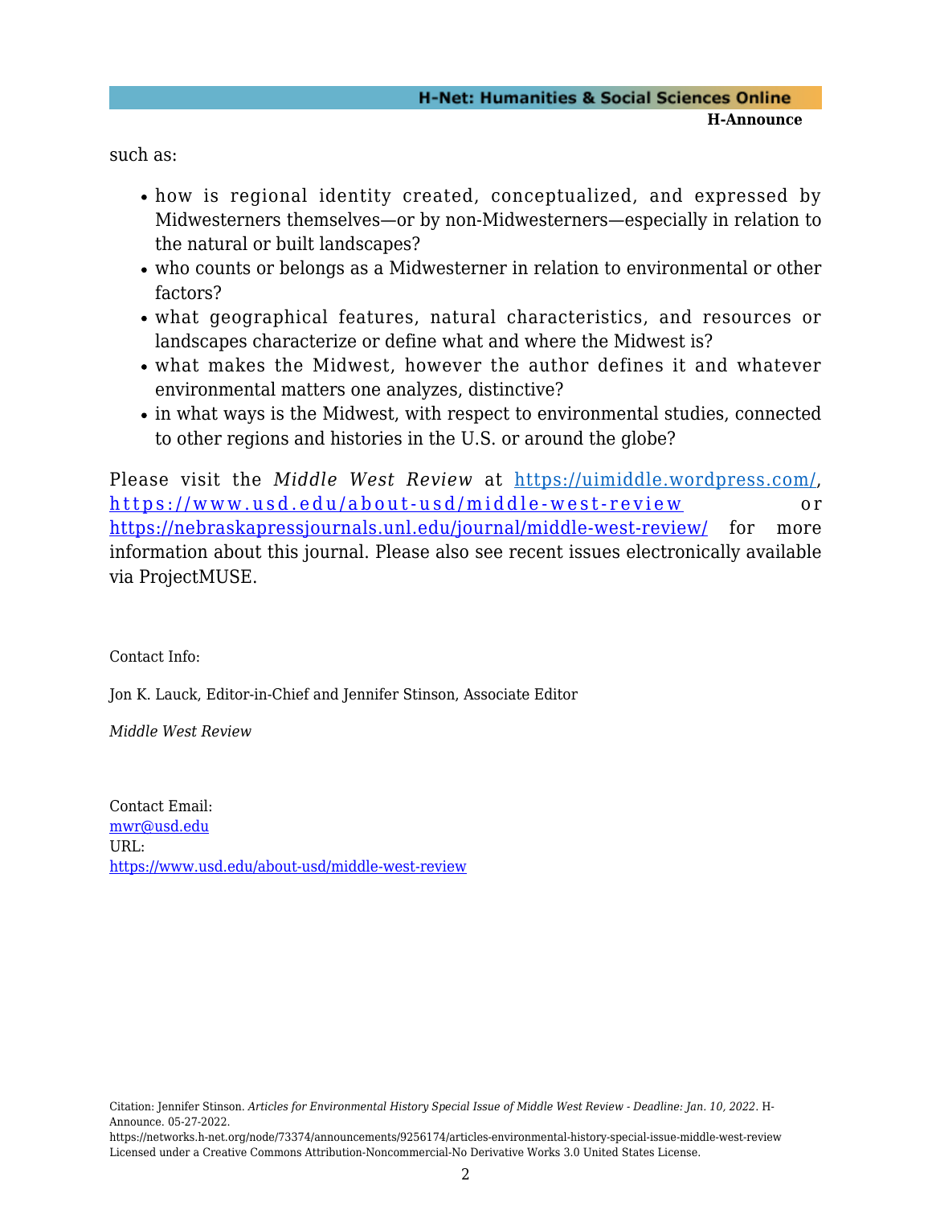such as:

- how is regional identity created, conceptualized, and expressed by Midwesterners themselves—or by non-Midwesterners—especially in relation to the natural or built landscapes?
- who counts or belongs as a Midwesterner in relation to environmental or other factors?
- what geographical features, natural characteristics, and resources or landscapes characterize or define what and where the Midwest is?
- what makes the Midwest, however the author defines it and whatever environmental matters one analyzes, distinctive?
- in what ways is the Midwest, with respect to environmental studies, connected to other regions and histories in the U.S. or around the globe?

Please visit the *Middle West Review* at https://uimiddle.wordpress.com/, https://www.usd.edu/about-usd/middle-west-review or https://nebraskapressjournals.unl.edu/journal/middle-west-review/ for more information about this journal. Please also see recent issues electronically available via ProjectMUSE.

Contact Info:

Jon K. Lauck, Editor-in-Chief and Jennifer Stinson, Associate Editor

*Middle West Review*

Contact Email:
mwr@usd.edu
URL:
https://www.usd.edu/about-usd/middle-west-review

Citation: Jennifer Stinson. *Articles for Environmental History Special Issue of Middle West Review - Deadline: Jan. 10, 2022*. H-Announce. 05-27-2022.
https://networks.h-net.org/node/73374/announcements/9256174/articles-environmental-history-special-issue-middle-west-review
Licensed under a Creative Commons Attribution-Noncommercial-No Derivative Works 3.0 United States License.